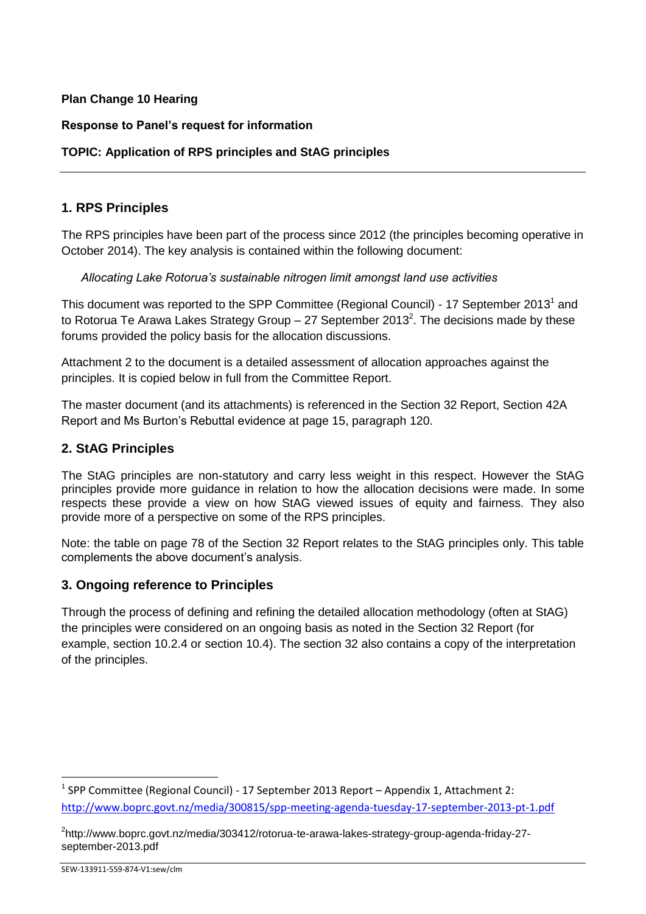**Plan Change 10 Hearing**

**Response to Panel's request for information**

**TOPIC: Application of RPS principles and StAG principles**

---

## 1. RPS Principles

The RPS principles have been part of the process since 2012 (the principles becoming operative in October 2014). The key analysis is contained within the following document:

*Allocating Lake Rotorua's sustainable nitrogen limit amongst land use activities*

This document was reported to the SPP Committee (Regional Council) - 17 September 2013[1] and to Rotorua Te Arawa Lakes Strategy Group – 27 September 2013[2]. The decisions made by these forums provided the policy basis for the allocation discussions.

Attachment 2 to the document is a detailed assessment of allocation approaches against the principles. It is copied below in full from the Committee Report.

The master document (and its attachments) is referenced in the Section 32 Report, Section 42A Report and Ms Burton's Rebuttal evidence at page 15, paragraph 120.

## 2. StAG Principles

The StAG principles are non-statutory and carry less weight in this respect. However the StAG principles provide more guidance in relation to how the allocation decisions were made. In some respects these provide a view on how StAG viewed issues of equity and fairness. They also provide more of a perspective on some of the RPS principles.

Note: the table on page 78 of the Section 32 Report relates to the StAG principles only. This table complements the above document's analysis.

## 3. Ongoing reference to Principles

Through the process of defining and refining the detailed allocation methodology (often at StAG) the principles were considered on an ongoing basis as noted in the Section 32 Report (for example, section 10.2.4 or section 10.4). The section 32 also contains a copy of the interpretation of the principles.

---

[1] SPP Committee (Regional Council) - 17 September 2013 Report – Appendix 1, Attachment 2: http://www.boprc.govt.nz/media/300815/spp-meeting-agenda-tuesday-17-september-2013-pt-1.pdf

[2] http://www.boprc.govt.nz/media/303412/rotorua-te-arawa-lakes-strategy-group-agenda-friday-27-september-2013.pdf

SEW-133911-559-874-V1:sew/clm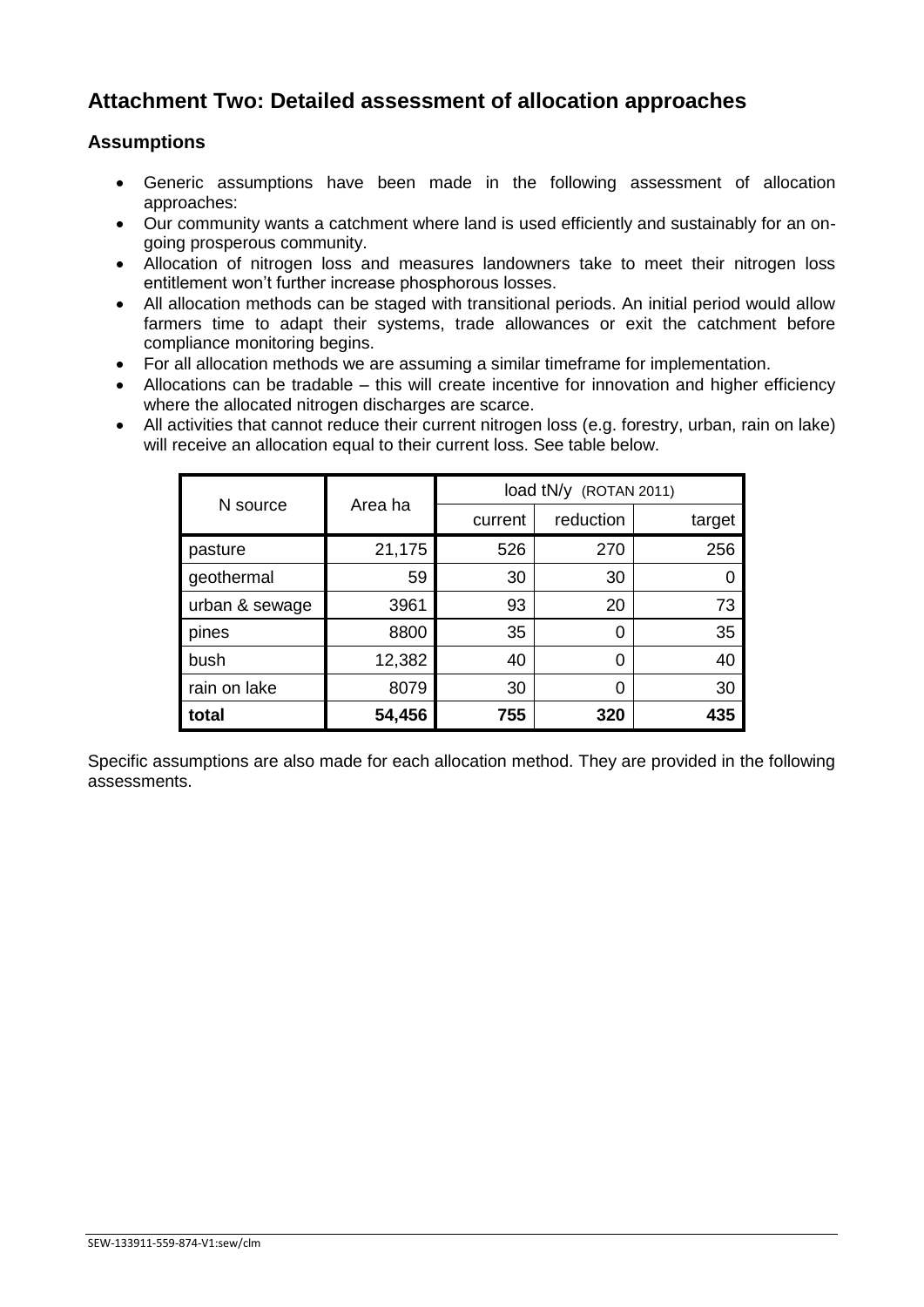## Attachment Two: Detailed assessment of allocation approaches

### Assumptions

- Generic assumptions have been made in the following assessment of allocation approaches:
- Our community wants a catchment where land is used efficiently and sustainably for an on-going prosperous community.
- Allocation of nitrogen loss and measures landowners take to meet their nitrogen loss entitlement won't further increase phosphorous losses.
- All allocation methods can be staged with transitional periods. An initial period would allow farmers time to adapt their systems, trade allowances or exit the catchment before compliance monitoring begins.
- For all allocation methods we are assuming a similar timeframe for implementation.
- Allocations can be tradable – this will create incentive for innovation and higher efficiency where the allocated nitrogen discharges are scarce.
- All activities that cannot reduce their current nitrogen loss (e.g. forestry, urban, rain on lake) will receive an allocation equal to their current loss. See table below.

| N source | Area ha | load tN/y (ROTAN 2011) | | |
|---|---|---|---|---|
| | | current | reduction | target |
| pasture | 21,175 | 526 | 270 | 256 |
| geothermal | 59 | 30 | 30 | 0 |
| urban & sewage | 3961 | 93 | 20 | 73 |
| pines | 8800 | 35 | 0 | 35 |
| bush | 12,382 | 40 | 0 | 40 |
| rain on lake | 8079 | 30 | 0 | 30 |
| **total** | **54,456** | **755** | **320** | **435** |

Specific assumptions are also made for each allocation method. They are provided in the following assessments.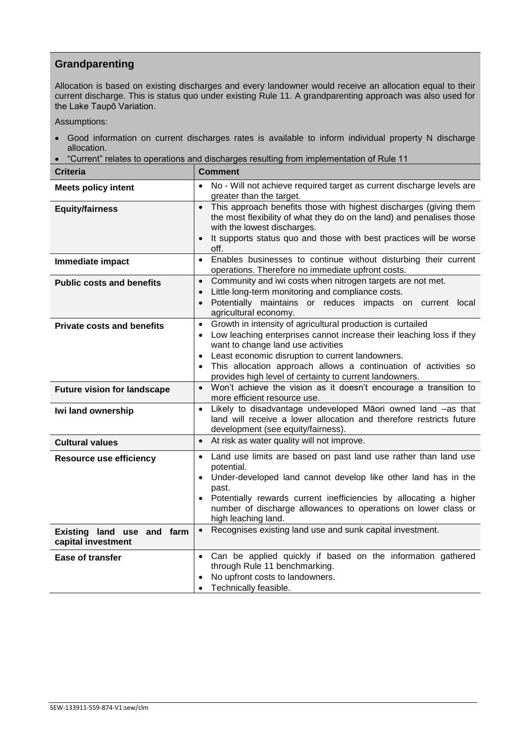## Grandparenting

Allocation is based on existing discharges and every landowner would receive an allocation equal to their current discharge. This is status quo under existing Rule 11. A grandparenting approach was also used for the Lake Taupō Variation.

Assumptions:

- Good information on current discharges rates is available to inform individual property N discharge allocation.
- "Current" relates to operations and discharges resulting from implementation of Rule 11

| Criteria | Comment |
|---|---|
| **Meets policy intent** | • No - Will not achieve required target as current discharge levels are greater than the target. |
| **Equity/fairness** | • This approach benefits those with highest discharges (giving them the most flexibility of what they do on the land) and penalises those with the lowest discharges.<br>• It supports status quo and those with best practices will be worse off. |
| **Immediate impact** | • Enables businesses to continue without disturbing their current operations. Therefore no immediate upfront costs. |
| **Public costs and benefits** | • Community and iwi costs when nitrogen targets are not met.<br>• Little long-term monitoring and compliance costs.<br>• Potentially maintains or reduces impacts on current local agricultural economy. |
| **Private costs and benefits** | • Growth in intensity of agricultural production is curtailed<br>• Low leaching enterprises cannot increase their leaching loss if they want to change land use activities<br>• Least economic disruption to current landowners.<br>• This allocation approach allows a continuation of activities so provides high level of certainty to current landowners. |
| **Future vision for landscape** | • Won't achieve the vision as it doesn't encourage a transition to more efficient resource use. |
| **Iwi land ownership** | • Likely to disadvantage undeveloped Māori owned land –as that land will receive a lower allocation and therefore restricts future development (see equity/fairness). |
| **Cultural values** | • At risk as water quality will not improve. |
| **Resource use efficiency** | • Land use limits are based on past land use rather than land use potential.<br>• Under-developed land cannot develop like other land has in the past.<br>• Potentially rewards current inefficiencies by allocating a higher number of discharge allowances to operations on lower class or high leaching land. |
| **Existing land use and farm capital investment** | • Recognises existing land use and sunk capital investment. |
| **Ease of transfer** | • Can be applied quickly if based on the information gathered through Rule 11 benchmarking.<br>• No upfront costs to landowners.<br>• Technically feasible. |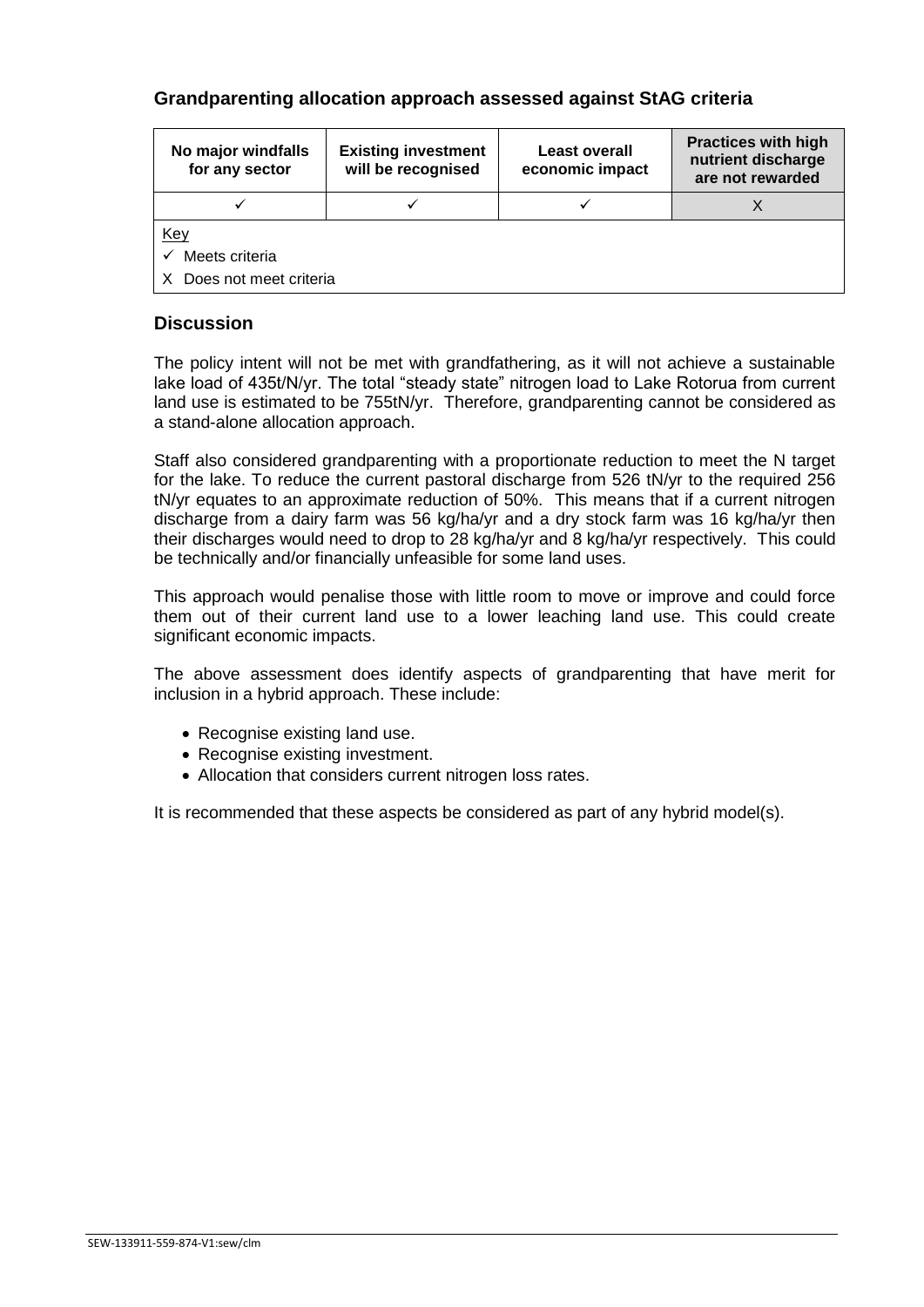### Grandparenting allocation approach assessed against StAG criteria

| No major windfalls for any sector | Existing investment will be recognised | Least overall economic impact | Practices with high nutrient discharge are not rewarded |
|---|---|---|---|
| ✓ | ✓ | ✓ | X |

Key
✓ Meets criteria
X Does not meet criteria

### Discussion

The policy intent will not be met with grandfathering, as it will not achieve a sustainable lake load of 435t/N/yr. The total "steady state" nitrogen load to Lake Rotorua from current land use is estimated to be 755tN/yr. Therefore, grandparenting cannot be considered as a stand-alone allocation approach.

Staff also considered grandparenting with a proportionate reduction to meet the N target for the lake. To reduce the current pastoral discharge from 526 tN/yr to the required 256 tN/yr equates to an approximate reduction of 50%. This means that if a current nitrogen discharge from a dairy farm was 56 kg/ha/yr and a dry stock farm was 16 kg/ha/yr then their discharges would need to drop to 28 kg/ha/yr and 8 kg/ha/yr respectively. This could be technically and/or financially unfeasible for some land uses.

This approach would penalise those with little room to move or improve and could force them out of their current land use to a lower leaching land use. This could create significant economic impacts.

The above assessment does identify aspects of grandparenting that have merit for inclusion in a hybrid approach. These include:

- Recognise existing land use.
- Recognise existing investment.
- Allocation that considers current nitrogen loss rates.

It is recommended that these aspects be considered as part of any hybrid model(s).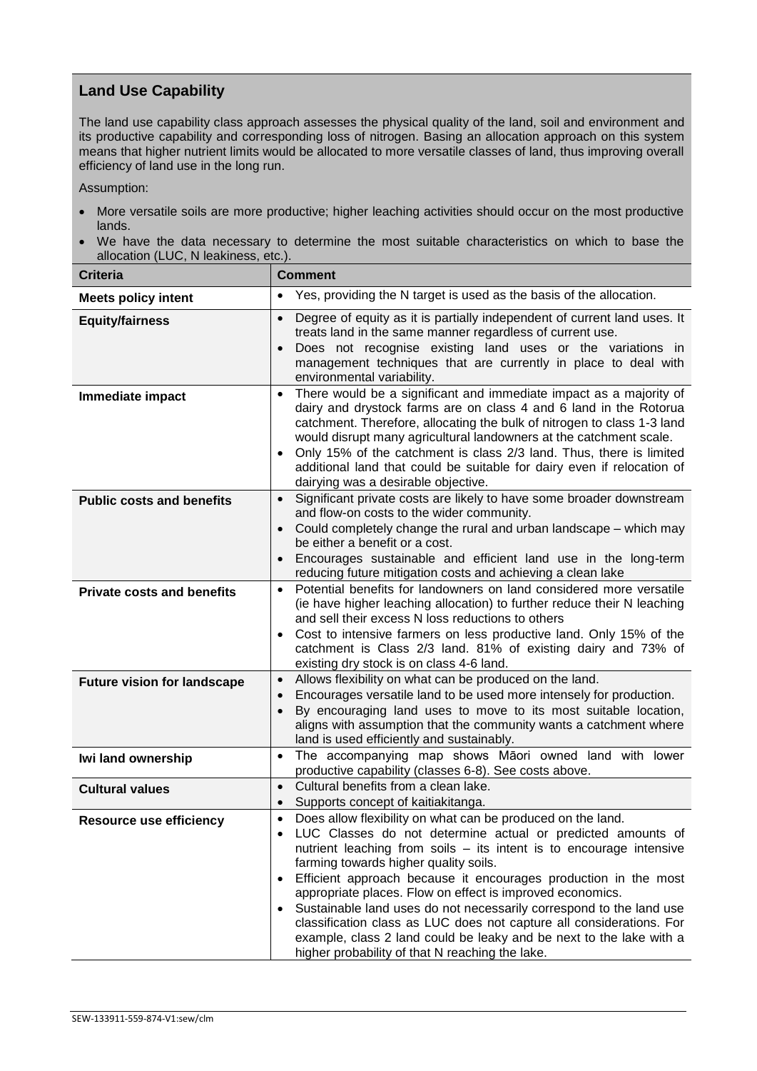## Land Use Capability

The land use capability class approach assesses the physical quality of the land, soil and environment and its productive capability and corresponding loss of nitrogen. Basing an allocation approach on this system means that higher nutrient limits would be allocated to more versatile classes of land, thus improving overall efficiency of land use in the long run.

Assumption:

- More versatile soils are more productive; higher leaching activities should occur on the most productive lands.
- We have the data necessary to determine the most suitable characteristics on which to base the allocation (LUC, N leakiness, etc.).

| Criteria | Comment |
|---|---|
| **Meets policy intent** | • Yes, providing the N target is used as the basis of the allocation. |
| **Equity/fairness** | • Degree of equity as it is partially independent of current land uses. It treats land in the same manner regardless of current use.<br>• Does not recognise existing land uses or the variations in management techniques that are currently in place to deal with environmental variability. |
| **Immediate impact** | • There would be a significant and immediate impact as a majority of dairy and drystock farms are on class 4 and 6 land in the Rotorua catchment. Therefore, allocating the bulk of nitrogen to class 1-3 land would disrupt many agricultural landowners at the catchment scale.<br>• Only 15% of the catchment is class 2/3 land. Thus, there is limited additional land that could be suitable for dairy even if relocation of dairying was a desirable objective. |
| **Public costs and benefits** | • Significant private costs are likely to have some broader downstream and flow-on costs to the wider community.<br>• Could completely change the rural and urban landscape – which may be either a benefit or a cost.<br>• Encourages sustainable and efficient land use in the long-term reducing future mitigation costs and achieving a clean lake |
| **Private costs and benefits** | • Potential benefits for landowners on land considered more versatile (ie have higher leaching allocation) to further reduce their N leaching and sell their excess N loss reductions to others<br>• Cost to intensive farmers on less productive land. Only 15% of the catchment is Class 2/3 land. 81% of existing dairy and 73% of existing dry stock is on class 4-6 land. |
| **Future vision for landscape** | • Allows flexibility on what can be produced on the land.<br>• Encourages versatile land to be used more intensely for production.<br>• By encouraging land uses to move to its most suitable location, aligns with assumption that the community wants a catchment where land is used efficiently and sustainably. |
| **Iwi land ownership** | • The accompanying map shows Māori owned land with lower productive capability (classes 6-8). See costs above. |
| **Cultural values** | • Cultural benefits from a clean lake.<br>• Supports concept of kaitiakitanga. |
| **Resource use efficiency** | • Does allow flexibility on what can be produced on the land.<br>• LUC Classes do not determine actual or predicted amounts of nutrient leaching from soils – its intent is to encourage intensive farming towards higher quality soils.<br>• Efficient approach because it encourages production in the most appropriate places. Flow on effect is improved economics.<br>• Sustainable land uses do not necessarily correspond to the land use classification class as LUC does not capture all considerations. For example, class 2 land could be leaky and be next to the lake with a higher probability of that N reaching the lake. |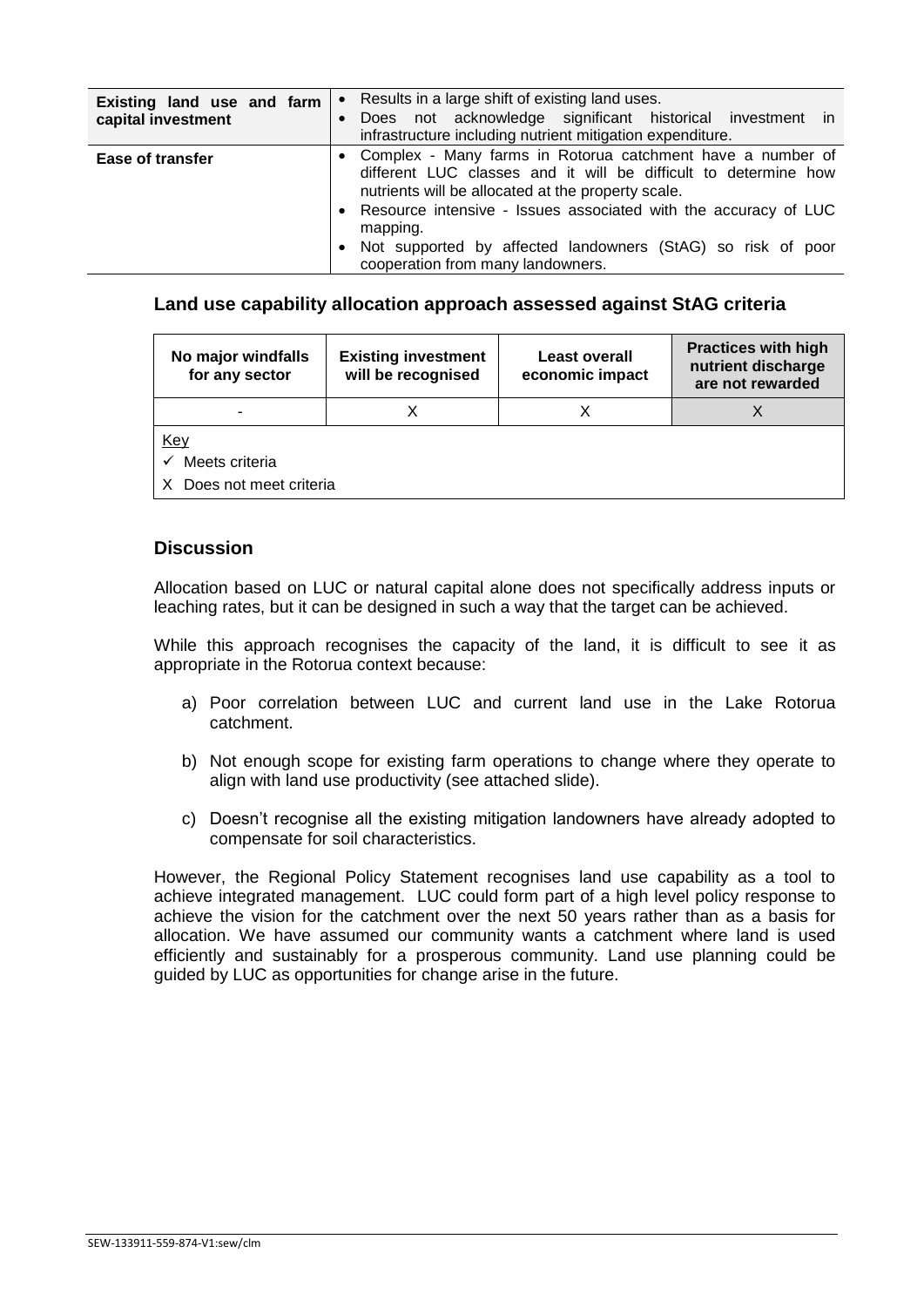| | |
|---|---|
| **Existing land use and farm capital investment** | • Results in a large shift of existing land uses.<br>• Does not acknowledge significant historical investment in infrastructure including nutrient mitigation expenditure. |
| **Ease of transfer** | • Complex - Many farms in Rotorua catchment have a number of different LUC classes and it will be difficult to determine how nutrients will be allocated at the property scale.<br>• Resource intensive - Issues associated with the accuracy of LUC mapping.<br>• Not supported by affected landowners (StAG) so risk of poor cooperation from many landowners. |

### Land use capability allocation approach assessed against StAG criteria

| No major windfalls for any sector | Existing investment will be recognised | Least overall economic impact | Practices with high nutrient discharge are not rewarded |
|---|---|---|---|
| - | X | X | X |

Key
✓ Meets criteria
X Does not meet criteria

### Discussion

Allocation based on LUC or natural capital alone does not specifically address inputs or leaching rates, but it can be designed in such a way that the target can be achieved.

While this approach recognises the capacity of the land, it is difficult to see it as appropriate in the Rotorua context because:

a) Poor correlation between LUC and current land use in the Lake Rotorua catchment.

b) Not enough scope for existing farm operations to change where they operate to align with land use productivity (see attached slide).

c) Doesn't recognise all the existing mitigation landowners have already adopted to compensate for soil characteristics.

However, the Regional Policy Statement recognises land use capability as a tool to achieve integrated management. LUC could form part of a high level policy response to achieve the vision for the catchment over the next 50 years rather than as a basis for allocation. We have assumed our community wants a catchment where land is used efficiently and sustainably for a prosperous community. Land use planning could be guided by LUC as opportunities for change arise in the future.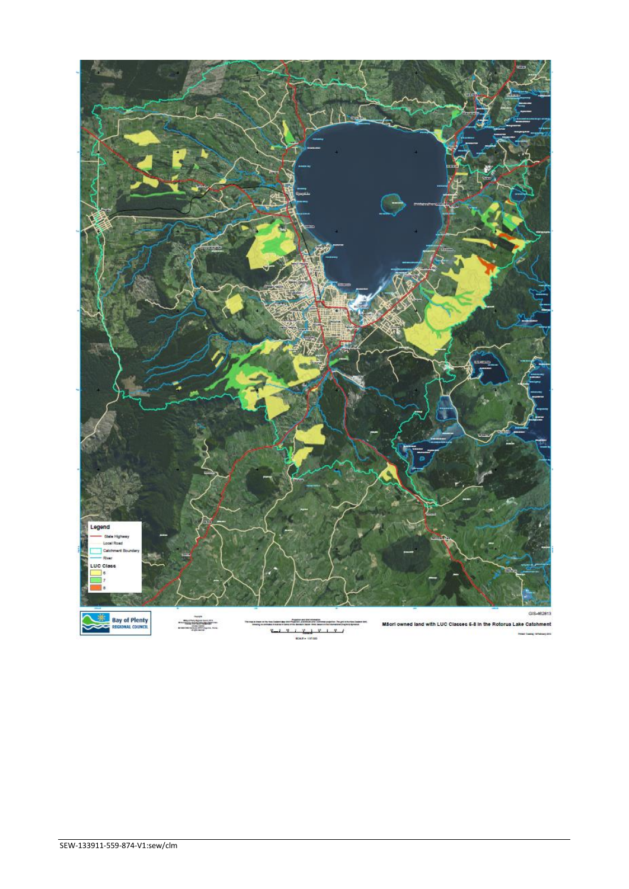Legend

- State Highway
- Local Road
- Catchment Boundary
- River

LUC Class

- 6
- 7
- 8

GIS-462813

Bay of Plenty REGIONAL COUNCIL

Māori owned land with LUC Classes 6-8 in the Rotorua Lake Catchment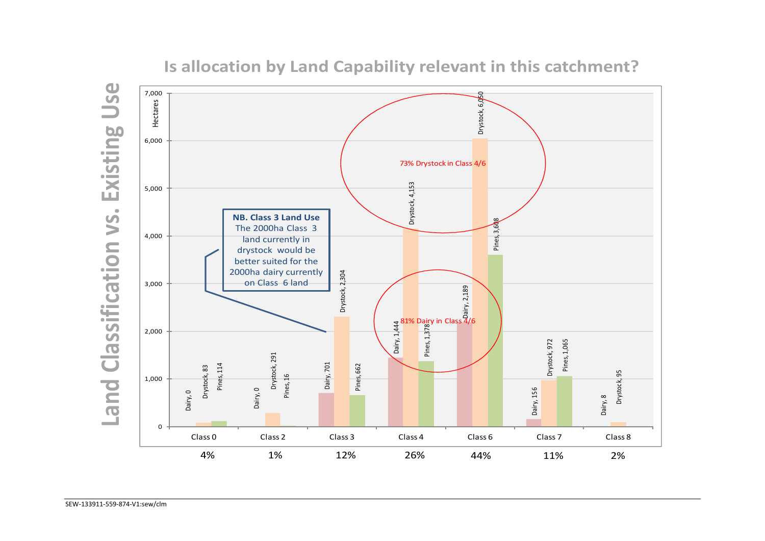# Land Classification vs. Existing Use

## Is allocation by Land Capability relevant in this catchment?

| Land Class | Dairy (ha) | Drystock (ha) | Pines (ha) | % of catchment |
|---|---|---|---|---|
| Class 0 | 0 | 83 | 114 | 4% |
| Class 2 | 0 | 291 | 16 | 1% |
| Class 3 | 701 | 2,304 | 662 | 12% |
| Class 4 | 1,444 | 4,153 | 1,378 | 26% |
| Class 6 | 2,189 | 6,050 | 3,608 | 44% |
| Class 7 | 156 | 972 | 1,065 | 11% |
| Class 8 | 8 | 95 | | 2% |

73% Drystock in Class 4/6

81% Dairy in Class 4/6

**NB. Class 3 Land Use**
The 2000ha Class 3 land currently in drystock would be better suited for the 2000ha dairy currently on Class 6 land

SEW-133911-559-874-V1:sew/clm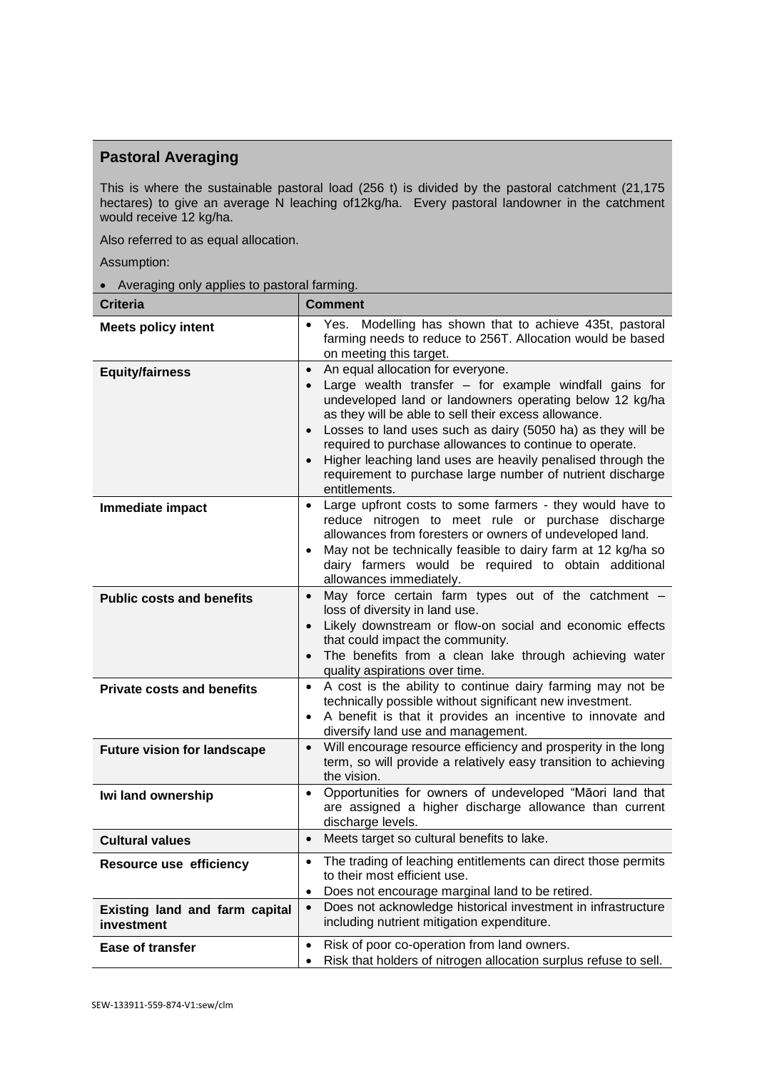## Pastoral Averaging

This is where the sustainable pastoral load (256 t) is divided by the pastoral catchment (21,175 hectares) to give an average N leaching of12kg/ha. Every pastoral landowner in the catchment would receive 12 kg/ha.

Also referred to as equal allocation.

Assumption:

- Averaging only applies to pastoral farming.

| Criteria | Comment |
|---|---|
| **Meets policy intent** | • Yes. Modelling has shown that to achieve 435t, pastoral farming needs to reduce to 256T. Allocation would be based on meeting this target. |
| **Equity/fairness** | • An equal allocation for everyone.<br>• Large wealth transfer – for example windfall gains for undeveloped land or landowners operating below 12 kg/ha as they will be able to sell their excess allowance.<br>• Losses to land uses such as dairy (5050 ha) as they will be required to purchase allowances to continue to operate.<br>• Higher leaching land uses are heavily penalised through the requirement to purchase large number of nutrient discharge entitlements. |
| **Immediate impact** | • Large upfront costs to some farmers - they would have to reduce nitrogen to meet rule or purchase discharge allowances from foresters or owners of undeveloped land.<br>• May not be technically feasible to dairy farm at 12 kg/ha so dairy farmers would be required to obtain additional allowances immediately. |
| **Public costs and benefits** | • May force certain farm types out of the catchment – loss of diversity in land use.<br>• Likely downstream or flow-on social and economic effects that could impact the community.<br>• The benefits from a clean lake through achieving water quality aspirations over time. |
| **Private costs and benefits** | • A cost is the ability to continue dairy farming may not be technically possible without significant new investment.<br>• A benefit is that it provides an incentive to innovate and diversify land use and management. |
| **Future vision for landscape** | • Will encourage resource efficiency and prosperity in the long term, so will provide a relatively easy transition to achieving the vision. |
| **Iwi land ownership** | • Opportunities for owners of undeveloped "Māori land that are assigned a higher discharge allowance than current discharge levels. |
| **Cultural values** | • Meets target so cultural benefits to lake. |
| **Resource use efficiency** | • The trading of leaching entitlements can direct those permits to their most efficient use.<br>• Does not encourage marginal land to be retired. |
| **Existing land and farm capital investment** | • Does not acknowledge historical investment in infrastructure including nutrient mitigation expenditure. |
| **Ease of transfer** | • Risk of poor co-operation from land owners.<br>• Risk that holders of nitrogen allocation surplus refuse to sell. |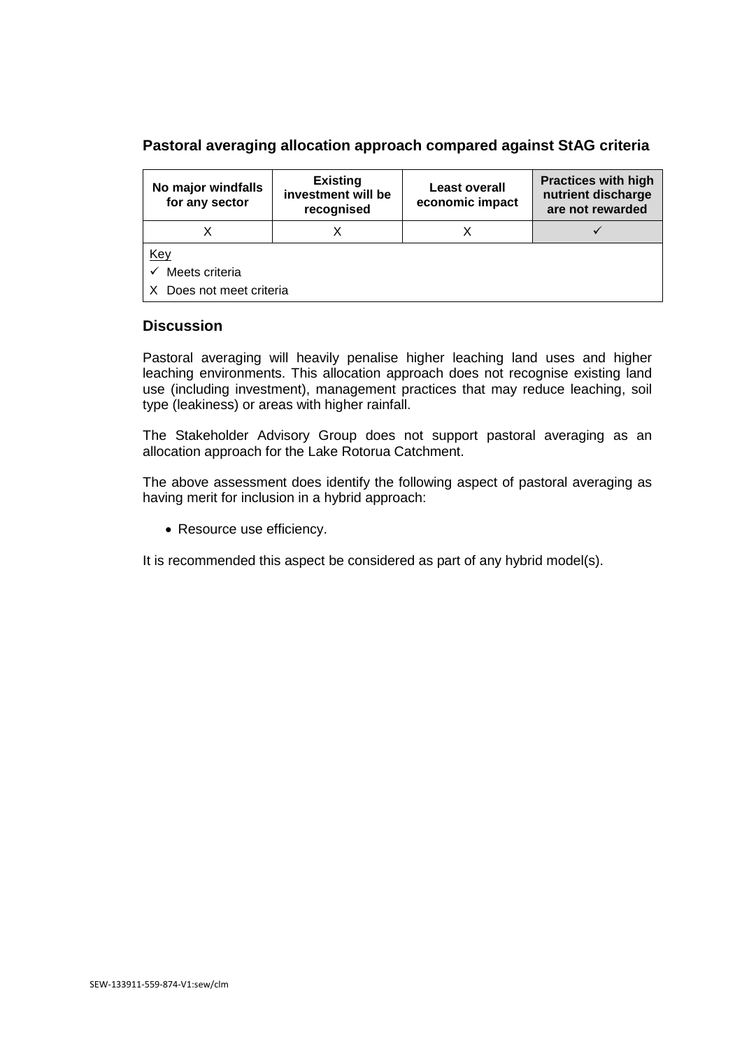### Pastoral averaging allocation approach compared against StAG criteria

| No major windfalls for any sector | Existing investment will be recognised | Least overall economic impact | Practices with high nutrient discharge are not rewarded |
|---|---|---|---|
| X | X | X | ✓ |

Key
✓ Meets criteria
X Does not meet criteria

### Discussion

Pastoral averaging will heavily penalise higher leaching land uses and higher leaching environments. This allocation approach does not recognise existing land use (including investment), management practices that may reduce leaching, soil type (leakiness) or areas with higher rainfall.

The Stakeholder Advisory Group does not support pastoral averaging as an allocation approach for the Lake Rotorua Catchment.

The above assessment does identify the following aspect of pastoral averaging as having merit for inclusion in a hybrid approach:

- Resource use efficiency.

It is recommended this aspect be considered as part of any hybrid model(s).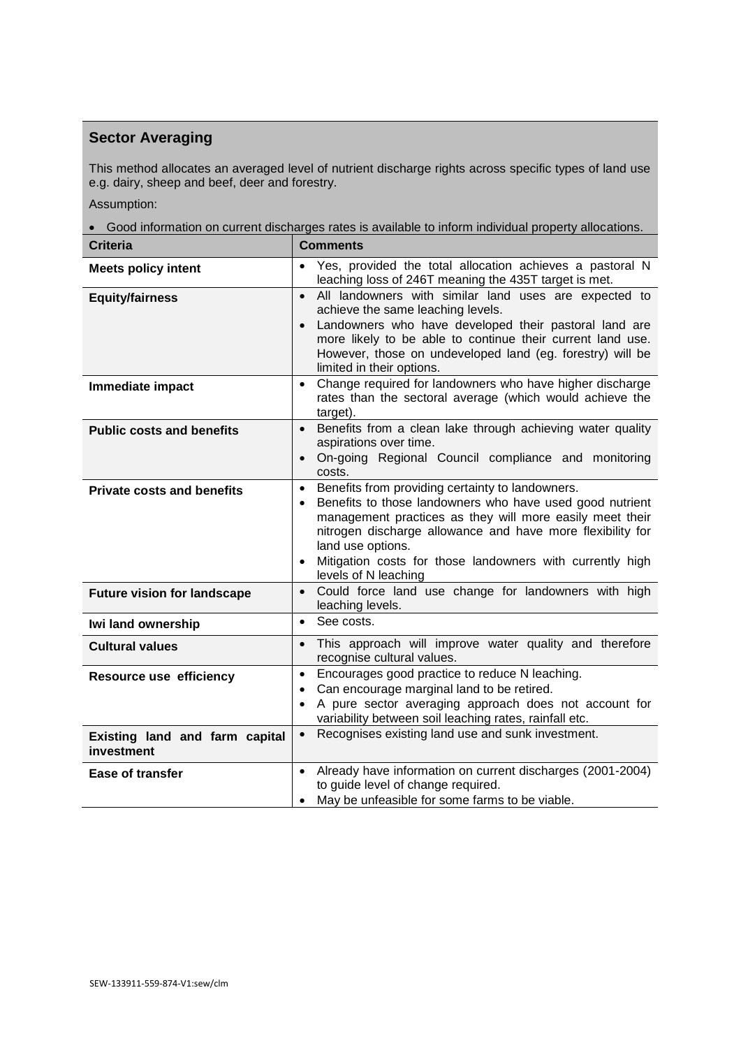## Sector Averaging

This method allocates an averaged level of nutrient discharge rights across specific types of land use e.g. dairy, sheep and beef, deer and forestry.

Assumption:

- Good information on current discharges rates is available to inform individual property allocations.

| Criteria | Comments |
|---|---|
| **Meets policy intent** | • Yes, provided the total allocation achieves a pastoral N leaching loss of 246T meaning the 435T target is met. |
| **Equity/fairness** | • All landowners with similar land uses are expected to achieve the same leaching levels.<br>• Landowners who have developed their pastoral land are more likely to be able to continue their current land use. However, those on undeveloped land (eg. forestry) will be limited in their options. |
| **Immediate impact** | • Change required for landowners who have higher discharge rates than the sectoral average (which would achieve the target). |
| **Public costs and benefits** | • Benefits from a clean lake through achieving water quality aspirations over time.<br>• On-going Regional Council compliance and monitoring costs. |
| **Private costs and benefits** | • Benefits from providing certainty to landowners.<br>• Benefits to those landowners who have used good nutrient management practices as they will more easily meet their nitrogen discharge allowance and have more flexibility for land use options.<br>• Mitigation costs for those landowners with currently high levels of N leaching |
| **Future vision for landscape** | • Could force land use change for landowners with high leaching levels. |
| **Iwi land ownership** | • See costs. |
| **Cultural values** | • This approach will improve water quality and therefore recognise cultural values. |
| **Resource use efficiency** | • Encourages good practice to reduce N leaching.<br>• Can encourage marginal land to be retired.<br>• A pure sector averaging approach does not account for variability between soil leaching rates, rainfall etc. |
| **Existing land and farm capital investment** | • Recognises existing land use and sunk investment. |
| **Ease of transfer** | • Already have information on current discharges (2001-2004) to guide level of change required.<br>• May be unfeasible for some farms to be viable. |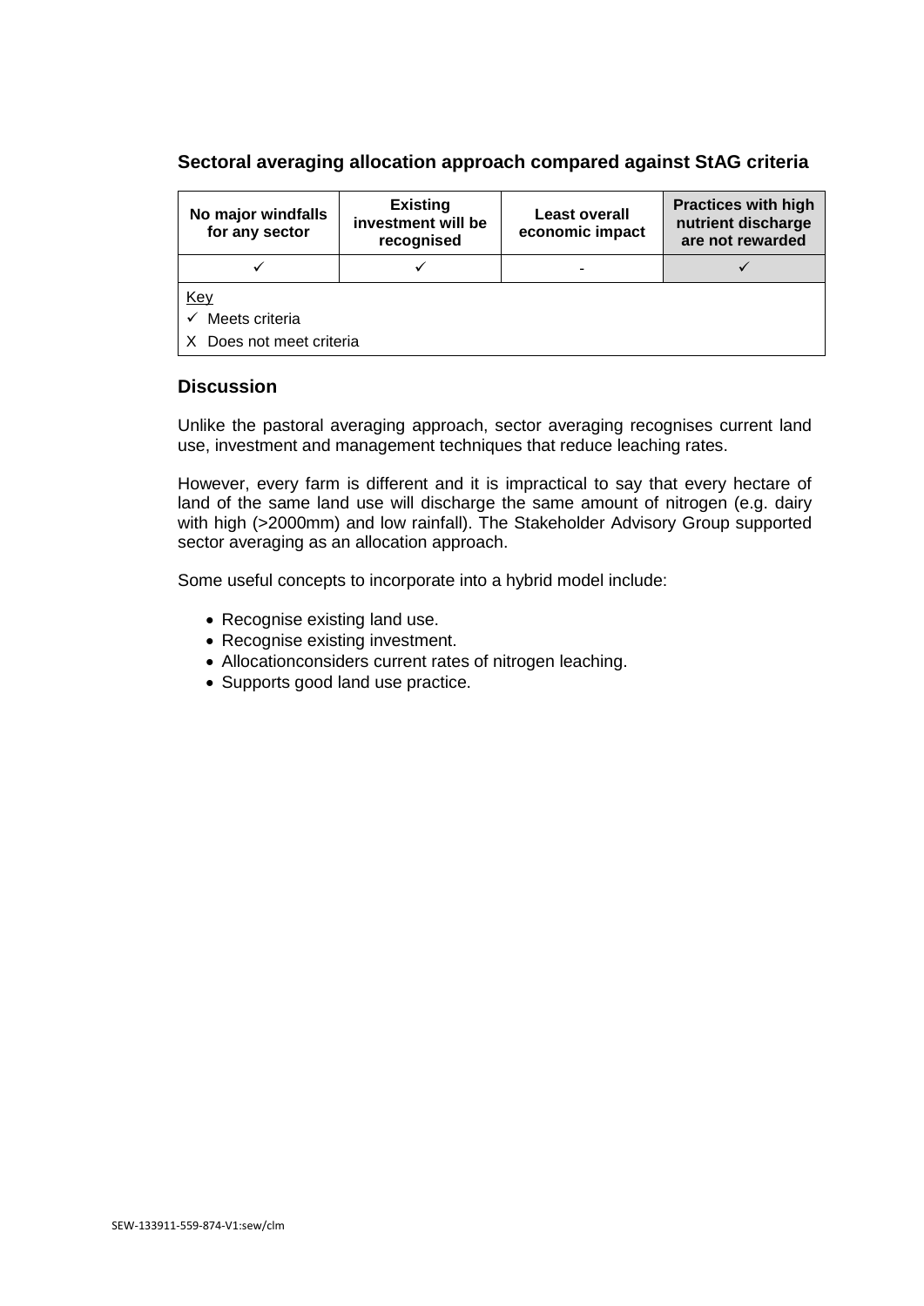### Sectoral averaging allocation approach compared against StAG criteria

| No major windfalls for any sector | Existing investment will be recognised | Least overall economic impact | Practices with high nutrient discharge are not rewarded |
| --- | --- | --- | --- |
| ✓ | ✓ | - | ✓ |

Key
✓ Meets criteria
X Does not meet criteria

### Discussion

Unlike the pastoral averaging approach, sector averaging recognises current land use, investment and management techniques that reduce leaching rates.

However, every farm is different and it is impractical to say that every hectare of land of the same land use will discharge the same amount of nitrogen (e.g. dairy with high (>2000mm) and low rainfall). The Stakeholder Advisory Group supported sector averaging as an allocation approach.

Some useful concepts to incorporate into a hybrid model include:

- Recognise existing land use.
- Recognise existing investment.
- Allocationconsiders current rates of nitrogen leaching.
- Supports good land use practice.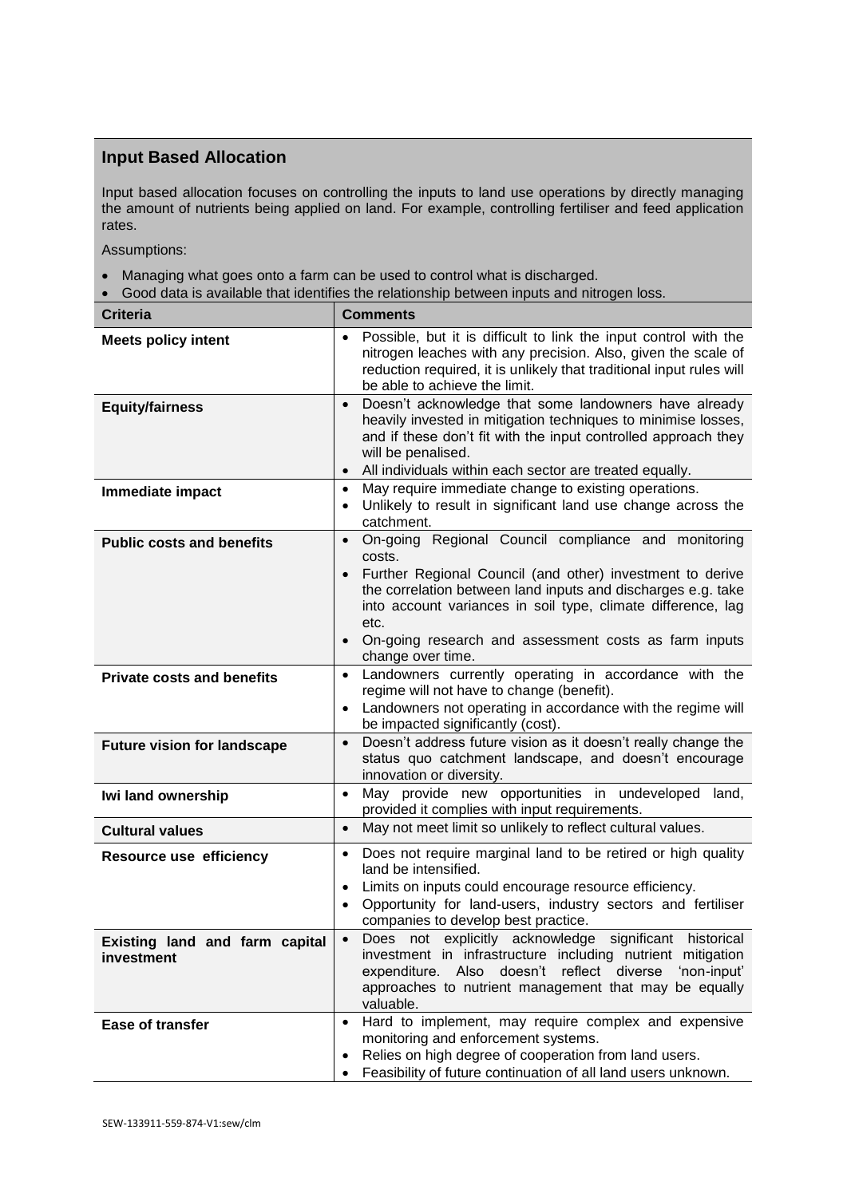## Input Based Allocation

Input based allocation focuses on controlling the inputs to land use operations by directly managing the amount of nutrients being applied on land. For example, controlling fertiliser and feed application rates.

Assumptions:

- Managing what goes onto a farm can be used to control what is discharged.
- Good data is available that identifies the relationship between inputs and nitrogen loss.

| Criteria | Comments |
|---|---|
| **Meets policy intent** | • Possible, but it is difficult to link the input control with the nitrogen leaches with any precision. Also, given the scale of reduction required, it is unlikely that traditional input rules will be able to achieve the limit. |
| **Equity/fairness** | • Doesn't acknowledge that some landowners have already heavily invested in mitigation techniques to minimise losses, and if these don't fit with the input controlled approach they will be penalised.<br>• All individuals within each sector are treated equally. |
| **Immediate impact** | • May require immediate change to existing operations.<br>• Unlikely to result in significant land use change across the catchment. |
| **Public costs and benefits** | • On-going Regional Council compliance and monitoring costs.<br>• Further Regional Council (and other) investment to derive the correlation between land inputs and discharges e.g. take into account variances in soil type, climate difference, lag etc.<br>• On-going research and assessment costs as farm inputs change over time. |
| **Private costs and benefits** | • Landowners currently operating in accordance with the regime will not have to change (benefit).<br>• Landowners not operating in accordance with the regime will be impacted significantly (cost). |
| **Future vision for landscape** | • Doesn't address future vision as it doesn't really change the status quo catchment landscape, and doesn't encourage innovation or diversity. |
| **Iwi land ownership** | • May provide new opportunities in undeveloped land, provided it complies with input requirements. |
| **Cultural values** | • May not meet limit so unlikely to reflect cultural values. |
| **Resource use efficiency** | • Does not require marginal land to be retired or high quality land be intensified.<br>• Limits on inputs could encourage resource efficiency.<br>• Opportunity for land-users, industry sectors and fertiliser companies to develop best practice. |
| **Existing land and farm capital investment** | • Does not explicitly acknowledge significant historical investment in infrastructure including nutrient mitigation expenditure. Also doesn't reflect diverse 'non-input' approaches to nutrient management that may be equally valuable. |
| **Ease of transfer** | • Hard to implement, may require complex and expensive monitoring and enforcement systems.<br>• Relies on high degree of cooperation from land users.<br>• Feasibility of future continuation of all land users unknown. |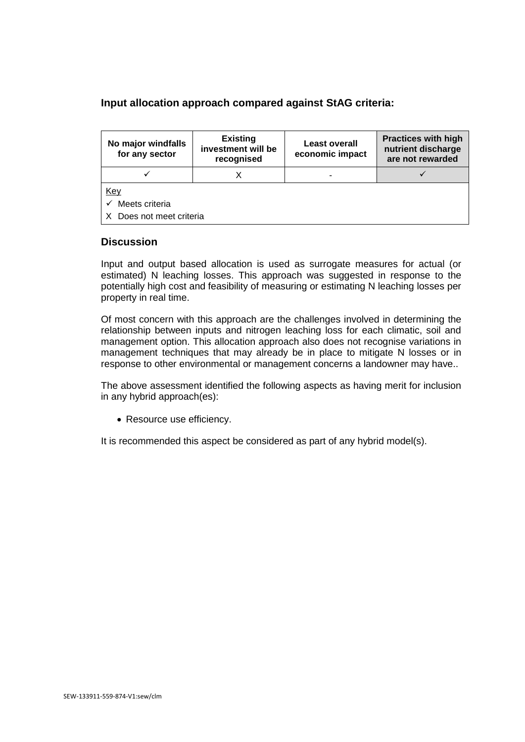**Input allocation approach compared against StAG criteria:**

| No major windfalls for any sector | Existing investment will be recognised | Least overall economic impact | Practices with high nutrient discharge are not rewarded |
|---|---|---|---|
| ✓ | X | - | ✓ |

Key

✓ Meets criteria

X Does not meet criteria

## Discussion

Input and output based allocation is used as surrogate measures for actual (or estimated) N leaching losses. This approach was suggested in response to the potentially high cost and feasibility of measuring or estimating N leaching losses per property in real time.

Of most concern with this approach are the challenges involved in determining the relationship between inputs and nitrogen leaching loss for each climatic, soil and management option. This allocation approach also does not recognise variations in management techniques that may already be in place to mitigate N losses or in response to other environmental or management concerns a landowner may have..

The above assessment identified the following aspects as having merit for inclusion in any hybrid approach(es):

- Resource use efficiency.

It is recommended this aspect be considered as part of any hybrid model(s).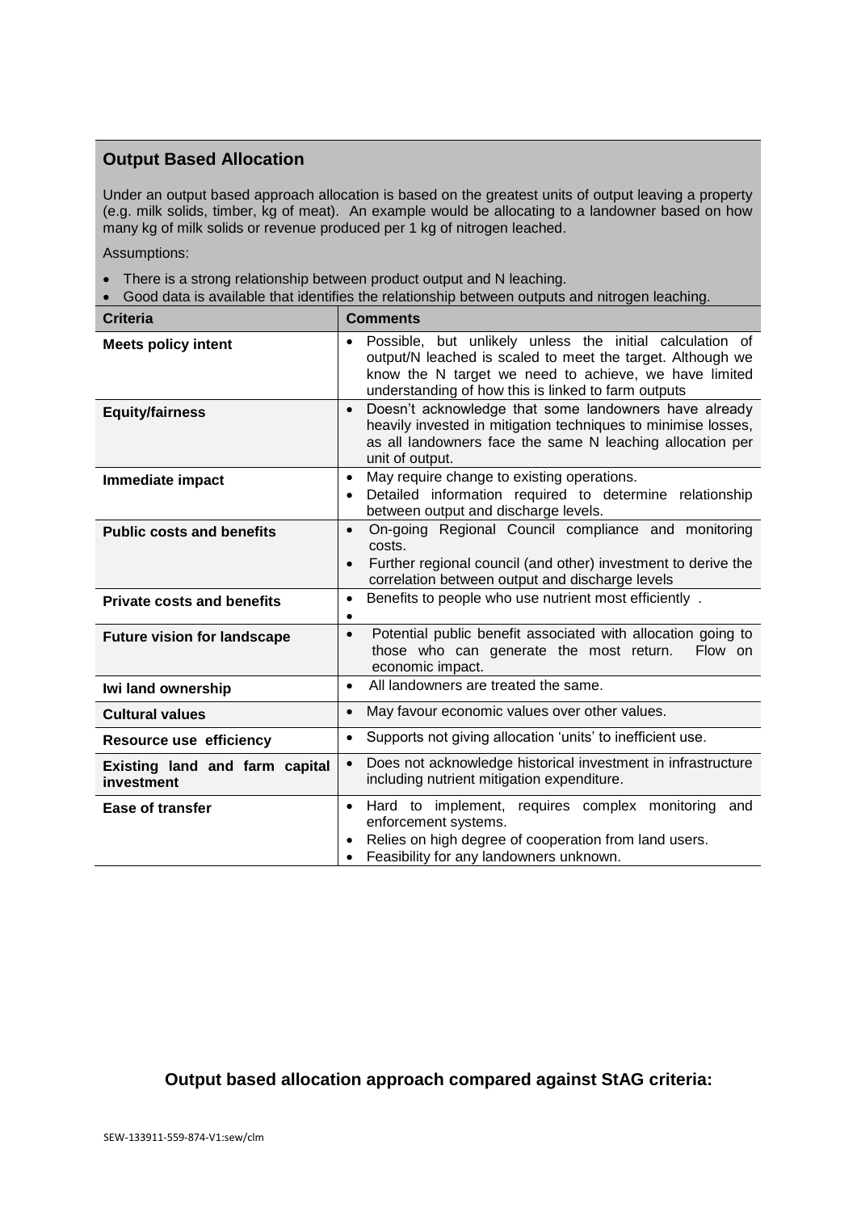## Output Based Allocation

Under an output based approach allocation is based on the greatest units of output leaving a property (e.g. milk solids, timber, kg of meat). An example would be allocating to a landowner based on how many kg of milk solids or revenue produced per 1 kg of nitrogen leached.

Assumptions:

- There is a strong relationship between product output and N leaching.
- Good data is available that identifies the relationship between outputs and nitrogen leaching.

| Criteria | Comments |
|---|---|
| **Meets policy intent** | • Possible, but unlikely unless the initial calculation of output/N leached is scaled to meet the target. Although we know the N target we need to achieve, we have limited understanding of how this is linked to farm outputs |
| **Equity/fairness** | • Doesn't acknowledge that some landowners have already heavily invested in mitigation techniques to minimise losses, as all landowners face the same N leaching allocation per unit of output. |
| **Immediate impact** | • May require change to existing operations.<br>• Detailed information required to determine relationship between output and discharge levels. |
| **Public costs and benefits** | • On-going Regional Council compliance and monitoring costs.<br>• Further regional council (and other) investment to derive the correlation between output and discharge levels |
| **Private costs and benefits** | • Benefits to people who use nutrient most efficiently .<br>• |
| **Future vision for landscape** | • Potential public benefit associated with allocation going to those who can generate the most return. Flow on economic impact. |
| **Iwi land ownership** | • All landowners are treated the same. |
| **Cultural values** | • May favour economic values over other values. |
| **Resource use efficiency** | • Supports not giving allocation 'units' to inefficient use. |
| **Existing land and farm capital investment** | • Does not acknowledge historical investment in infrastructure including nutrient mitigation expenditure. |
| **Ease of transfer** | • Hard to implement, requires complex monitoring and enforcement systems.<br>• Relies on high degree of cooperation from land users.<br>• Feasibility for any landowners unknown. |

**Output based allocation approach compared against StAG criteria:**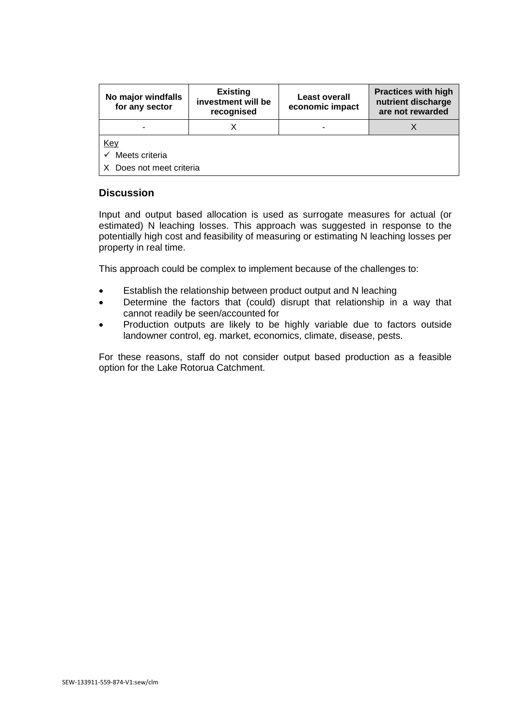| No major windfalls for any sector | Existing investment will be recognised | Least overall economic impact | Practices with high nutrient discharge are not rewarded |
|---|---|---|---|
| - | X | - | X |

Key
✓ Meets criteria
X Does not meet criteria

## Discussion

Input and output based allocation is used as surrogate measures for actual (or estimated) N leaching losses. This approach was suggested in response to the potentially high cost and feasibility of measuring or estimating N leaching losses per property in real time.

This approach could be complex to implement because of the challenges to:

- Establish the relationship between product output and N leaching
- Determine the factors that (could) disrupt that relationship in a way that cannot readily be seen/accounted for
- Production outputs are likely to be highly variable due to factors outside landowner control, eg. market, economics, climate, disease, pests.

For these reasons, staff do not consider output based production as a feasible option for the Lake Rotorua Catchment.